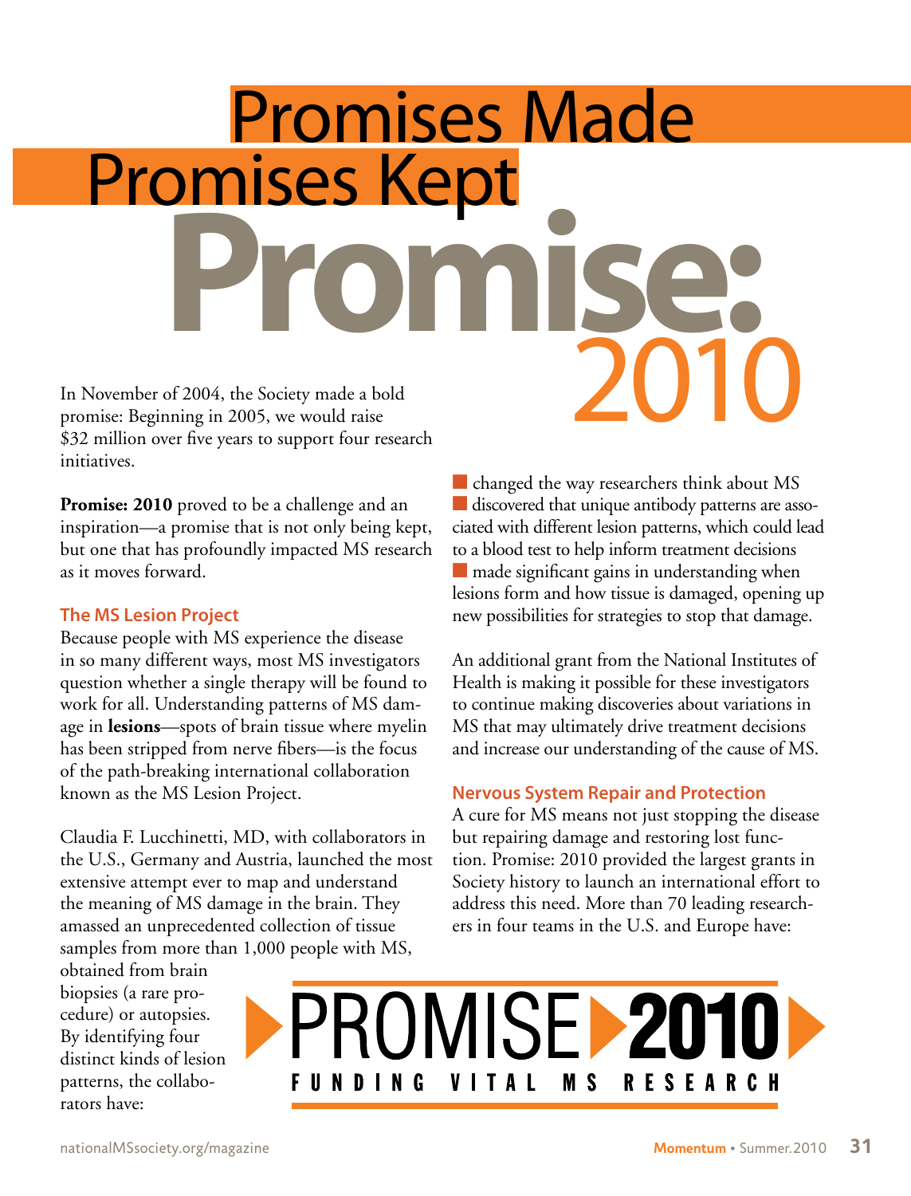# Promises Made Promises Kept

# Promise: 2010

In November of 2004, the Society made a bold promise: Beginning in 2005, we would raise $32 million over five years to support four research initiatives.

**Promise: 2010** proved to be a challenge and an inspiration—a promise that is not only being kept, but one that has profoundly impacted MS research as it moves forward.

## The MS Lesion Project

Because people with MS experience the disease in so many different ways, most MS investigators question whether a single therapy will be found to work for all. Understanding patterns of MS damage in **lesions**—spots of brain tissue where myelin has been stripped from nerve fibers—is the focus of the path-breaking international collaboration known as the MS Lesion Project.

Claudia F. Lucchinetti, MD, with collaborators in the U.S., Germany and Austria, launched the most extensive attempt ever to map and understand the meaning of MS damage in the brain. They amassed an unprecedented collection of tissue samples from more than 1,000 people with MS, obtained from brain biopsies (a rare procedure) or autopsies. By identifying four distinct kinds of lesion patterns, the collaborators have:

- changed the way researchers think about MS
- discovered that unique antibody patterns are associated with different lesion patterns, which could lead to a blood test to help inform treatment decisions
- made significant gains in understanding when lesions form and how tissue is damaged, opening up new possibilities for strategies to stop that damage.

An additional grant from the National Institutes of Health is making it possible for these investigators to continue making discoveries about variations in MS that may ultimately drive treatment decisions and increase our understanding of the cause of MS.

## Nervous System Repair and Protection

A cure for MS means not just stopping the disease but repairing damage and restoring lost function. Promise: 2010 provided the largest grants in Society history to launch an international effort to address this need. More than 70 leading researchers in four teams in the U.S. and Europe have:

PROMISE 2010
FUNDING VITAL MS RESEARCH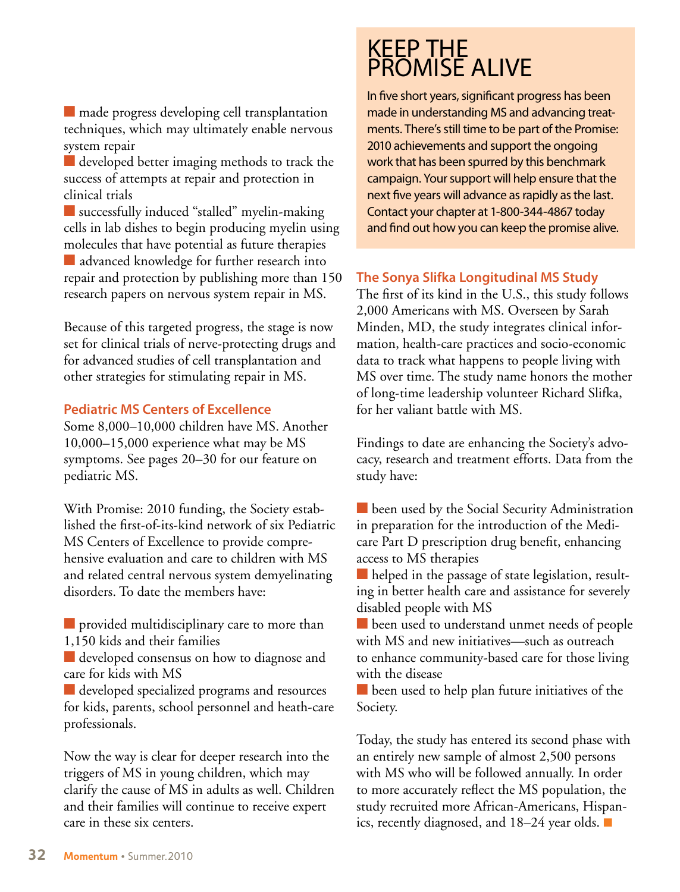- made progress developing cell transplantation techniques, which may ultimately enable nervous system repair
- developed better imaging methods to track the success of attempts at repair and protection in clinical trials
- successfully induced "stalled" myelin-making cells in lab dishes to begin producing myelin using molecules that have potential as future therapies
- advanced knowledge for further research into repair and protection by publishing more than 150 research papers on nervous system repair in MS.

Because of this targeted progress, the stage is now set for clinical trials of nerve-protecting drugs and for advanced studies of cell transplantation and other strategies for stimulating repair in MS.

### Pediatric MS Centers of Excellence

Some 8,000–10,000 children have MS. Another 10,000–15,000 experience what may be MS symptoms. See pages 20–30 for our feature on pediatric MS.

With Promise: 2010 funding, the Society established the first-of-its-kind network of six Pediatric MS Centers of Excellence to provide comprehensive evaluation and care to children with MS and related central nervous system demyelinating disorders. To date the members have:

- provided multidisciplinary care to more than 1,150 kids and their families
- developed consensus on how to diagnose and care for kids with MS
- developed specialized programs and resources for kids, parents, school personnel and heath-care professionals.

Now the way is clear for deeper research into the triggers of MS in young children, which may clarify the cause of MS in adults as well. Children and their families will continue to receive expert care in these six centers.

## KEEP THE PROMISE ALIVE

In five short years, significant progress has been made in understanding MS and advancing treatments. There's still time to be part of the Promise: 2010 achievements and support the ongoing work that has been spurred by this benchmark campaign. Your support will help ensure that the next five years will advance as rapidly as the last. Contact your chapter at 1-800-344-4867 today and find out how you can keep the promise alive.

### The Sonya Slifka Longitudinal MS Study

The first of its kind in the U.S., this study follows 2,000 Americans with MS. Overseen by Sarah Minden, MD, the study integrates clinical information, health-care practices and socio-economic data to track what happens to people living with MS over time. The study name honors the mother of long-time leadership volunteer Richard Slifka, for her valiant battle with MS.

Findings to date are enhancing the Society's advocacy, research and treatment efforts. Data from the study have:

- been used by the Social Security Administration in preparation for the introduction of the Medicare Part D prescription drug benefit, enhancing access to MS therapies
- helped in the passage of state legislation, resulting in better health care and assistance for severely disabled people with MS
- been used to understand unmet needs of people with MS and new initiatives—such as outreach to enhance community-based care for those living with the disease
- been used to help plan future initiatives of the Society.

Today, the study has entered its second phase with an entirely new sample of almost 2,500 persons with MS who will be followed annually. In order to more accurately reflect the MS population, the study recruited more African-Americans, Hispanics, recently diagnosed, and 18–24 year olds. ■